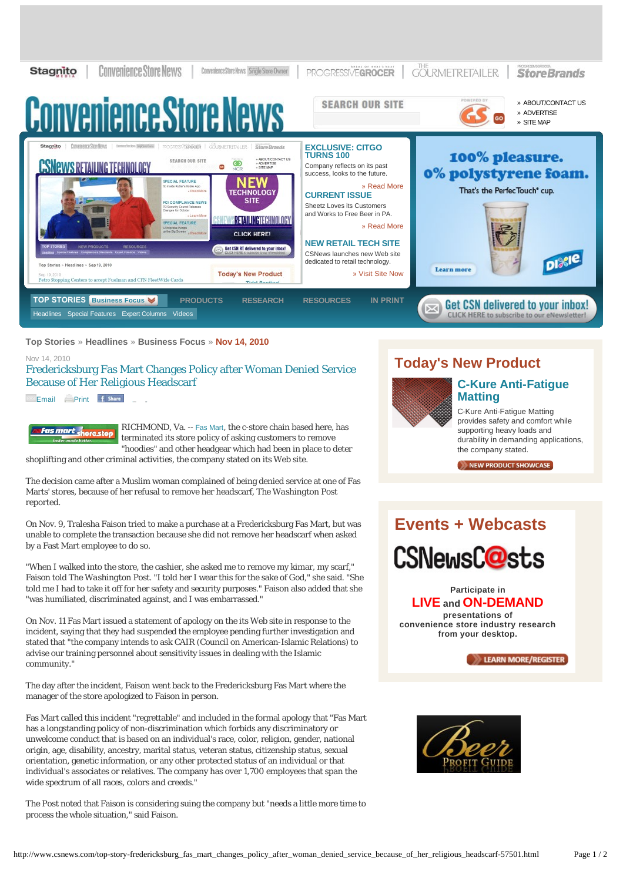Top Stories » Headlines » Business Focus » **Nov 14, 2010**

Nov 14, 2010

# Fredericksburg Fas Mart Changes Policy after Woman Denied Service Because of Her Religious Headscarf

Email Print Share

RICHMOND, Va. -- Fas Mart, the c-store chain based here, has terminated its store policy of asking customers to remove "hoodies" and other headgear which had been in place to deter shoplifting and other criminal activities, the company stated on its Web site.

The decision came after a Muslim woman complained of being denied service at one of Fas Marts' stores, because of her refusal to remove her headscarf, The Washington Post reported.

On Nov. 9, Tralesha Faison tried to make a purchase at a Fredericksburg Fas Mart, but was unable to complete the transaction because she did not remove her headscarf when asked by a Fast Mart employee to do so.

"When I walked into the store, the cashier, she asked me to remove my kimar, my scarf," Faison told The Washington Post. "I told her I wear this for the sake of God," she said. "She told me I had to take it off for her safety and security purposes." Faison also added that she "was humiliated, discriminated against, and I was embarrassed."

On Nov. 11 Fas Mart issued a statement of apology on the its Web site in response to the incident, saying that they had suspended the employee pending further investigation and stated that "the company intends to ask CAIR (Council on American-Islamic Relations) to advise our training personnel about sensitivity issues in dealing with the Islamic community."

The day after the incident, Faison went back to the Fredericksburg Fas Mart where the manager of the store apologized to Faison in person.

Fas Mart called this incident "regrettable" and included in the formal apology that "Fas Mart has a longstanding policy of non-discrimination which forbids any discriminatory or unwelcome conduct that is based on an individual's race, color, religion, gender, national origin, age, disability, ancestry, marital status, veteran status, citizenship status, sexual orientation, genetic information, or any other protected status of an individual or that individual's associates or relatives. The company has over 1,700 employees that span the wide spectrum of all races, colors and creeds."

The Post noted that Faison is considering suing the company but "needs a little more time to process the whole situation," said Faison.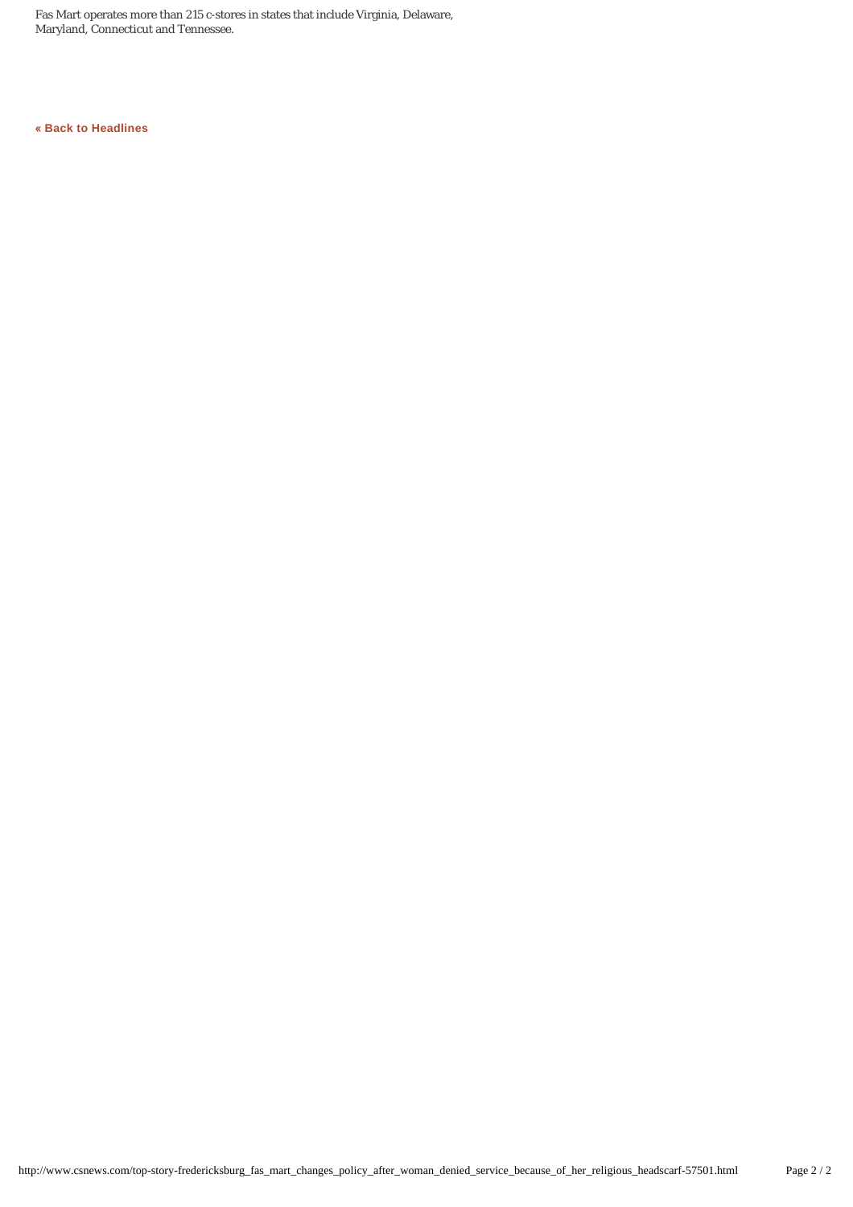Fas Mart operates more than 215 c-stores in states that include Virginia, Delaware, Maryland, Connecticut and Tennessee.

**« Back to Headlines**